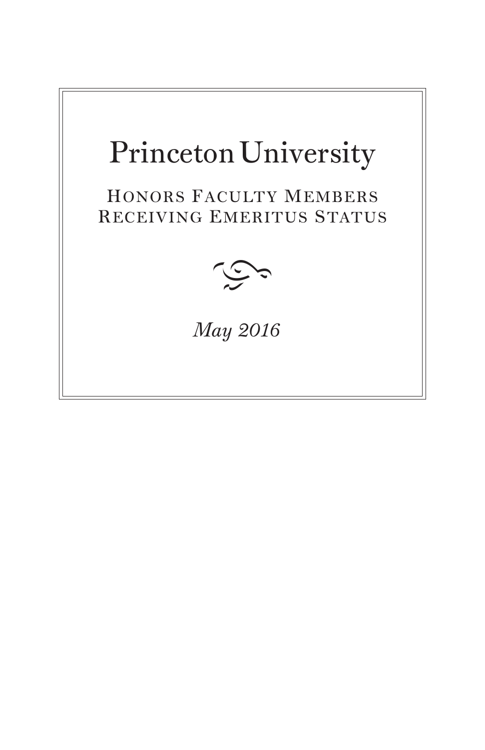# Princeton University

## Honors Faculty Members Receiving Emeritus Status

*May 2016*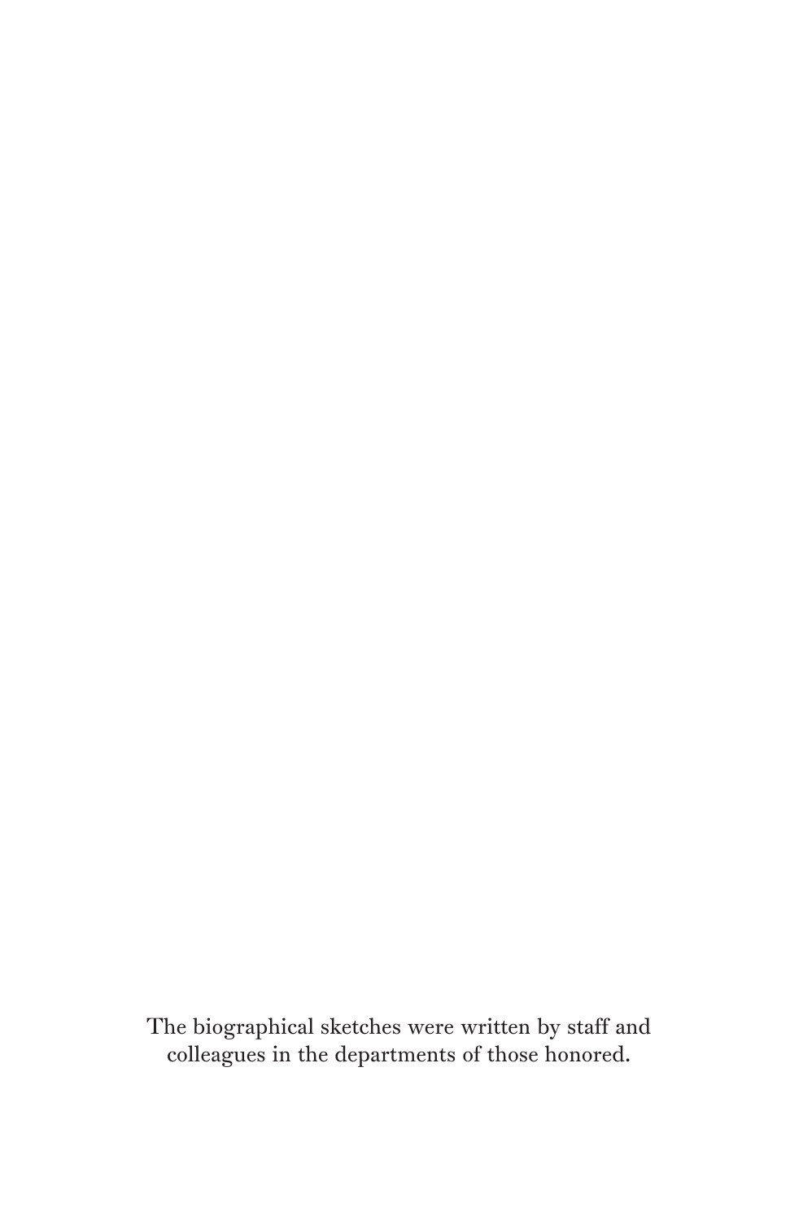The biographical sketches were written by staff and colleagues in the departments of those honored.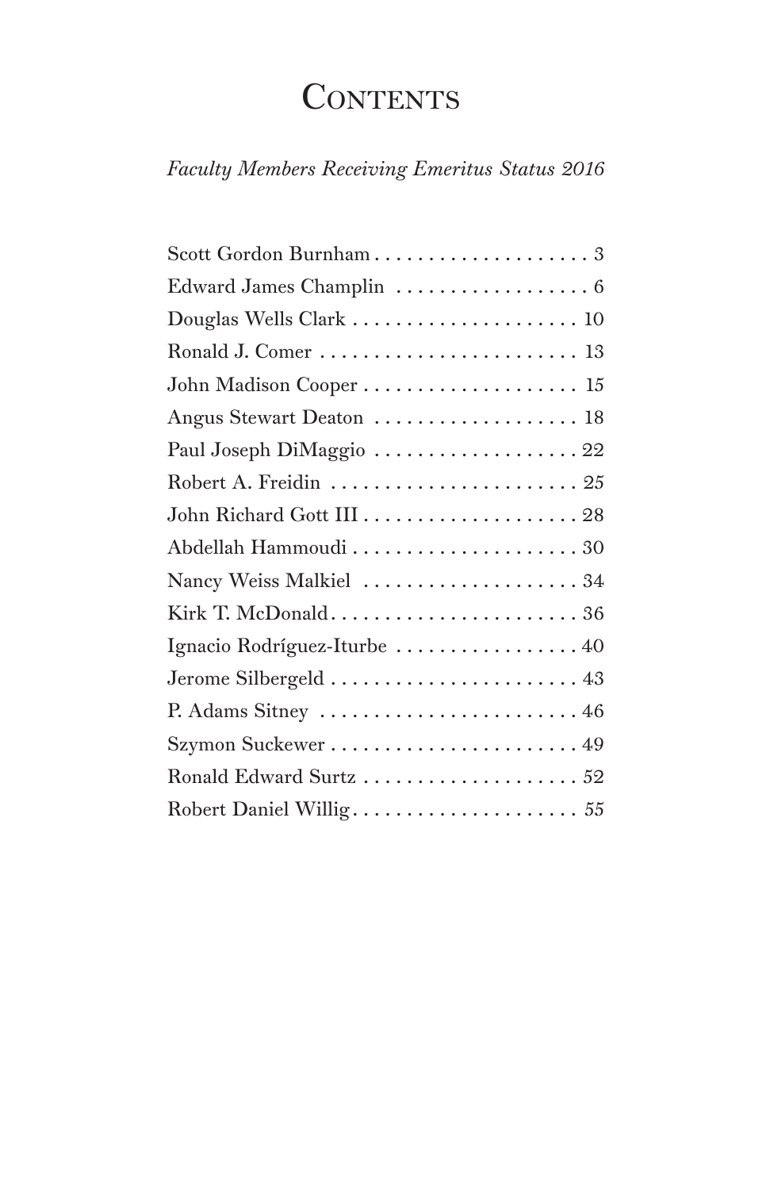# Contents

*Faculty Members Receiving Emeritus Status 2016*

Scott Gordon Burnham . . . . . . . . . . . . . . . . . . . . 3
Edward James Champlin . . . . . . . . . . . . . . . . . . 6
Douglas Wells Clark . . . . . . . . . . . . . . . . . . . . . 10
Ronald J. Comer . . . . . . . . . . . . . . . . . . . . . . . . 13
John Madison Cooper . . . . . . . . . . . . . . . . . . . . 15
Angus Stewart Deaton . . . . . . . . . . . . . . . . . . . 18
Paul Joseph DiMaggio . . . . . . . . . . . . . . . . . . . 22
Robert A. Freidin . . . . . . . . . . . . . . . . . . . . . . . 25
John Richard Gott III . . . . . . . . . . . . . . . . . . . . 28
Abdellah Hammoudi . . . . . . . . . . . . . . . . . . . . . 30
Nancy Weiss Malkiel . . . . . . . . . . . . . . . . . . . . 34
Kirk T. McDonald . . . . . . . . . . . . . . . . . . . . . . . 36
Ignacio Rodríguez-Iturbe . . . . . . . . . . . . . . . . . 40
Jerome Silbergeld . . . . . . . . . . . . . . . . . . . . . . . 43
P. Adams Sitney . . . . . . . . . . . . . . . . . . . . . . . . 46
Szymon Suckewer . . . . . . . . . . . . . . . . . . . . . . . 49
Ronald Edward Surtz . . . . . . . . . . . . . . . . . . . . 52
Robert Daniel Willig . . . . . . . . . . . . . . . . . . . . . 55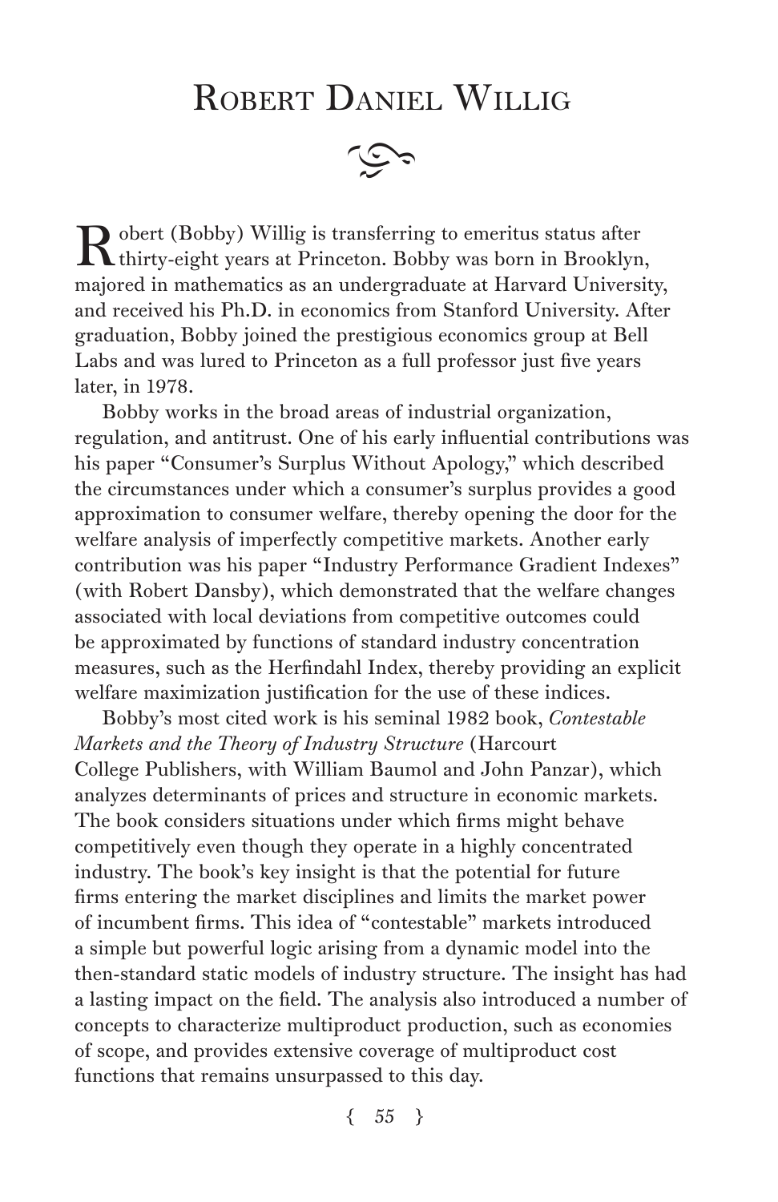# Robert Daniel Willig

Robert (Bobby) Willig is transferring to emeritus status after thirty-eight years at Princeton. Bobby was born in Brooklyn, majored in mathematics as an undergraduate at Harvard University, and received his Ph.D. in economics from Stanford University. After graduation, Bobby joined the prestigious economics group at Bell Labs and was lured to Princeton as a full professor just five years later, in 1978.

Bobby works in the broad areas of industrial organization, regulation, and antitrust. One of his early influential contributions was his paper "Consumer's Surplus Without Apology," which described the circumstances under which a consumer's surplus provides a good approximation to consumer welfare, thereby opening the door for the welfare analysis of imperfectly competitive markets. Another early contribution was his paper "Industry Performance Gradient Indexes" (with Robert Dansby), which demonstrated that the welfare changes associated with local deviations from competitive outcomes could be approximated by functions of standard industry concentration measures, such as the Herfindahl Index, thereby providing an explicit welfare maximization justification for the use of these indices.

Bobby's most cited work is his seminal 1982 book, *Contestable Markets and the Theory of Industry Structure* (Harcourt College Publishers, with William Baumol and John Panzar), which analyzes determinants of prices and structure in economic markets. The book considers situations under which firms might behave competitively even though they operate in a highly concentrated industry. The book's key insight is that the potential for future firms entering the market disciplines and limits the market power of incumbent firms. This idea of "contestable" markets introduced a simple but powerful logic arising from a dynamic model into the then-standard static models of industry structure. The insight has had a lasting impact on the field. The analysis also introduced a number of concepts to characterize multiproduct production, such as economies of scope, and provides extensive coverage of multiproduct cost functions that remains unsurpassed to this day.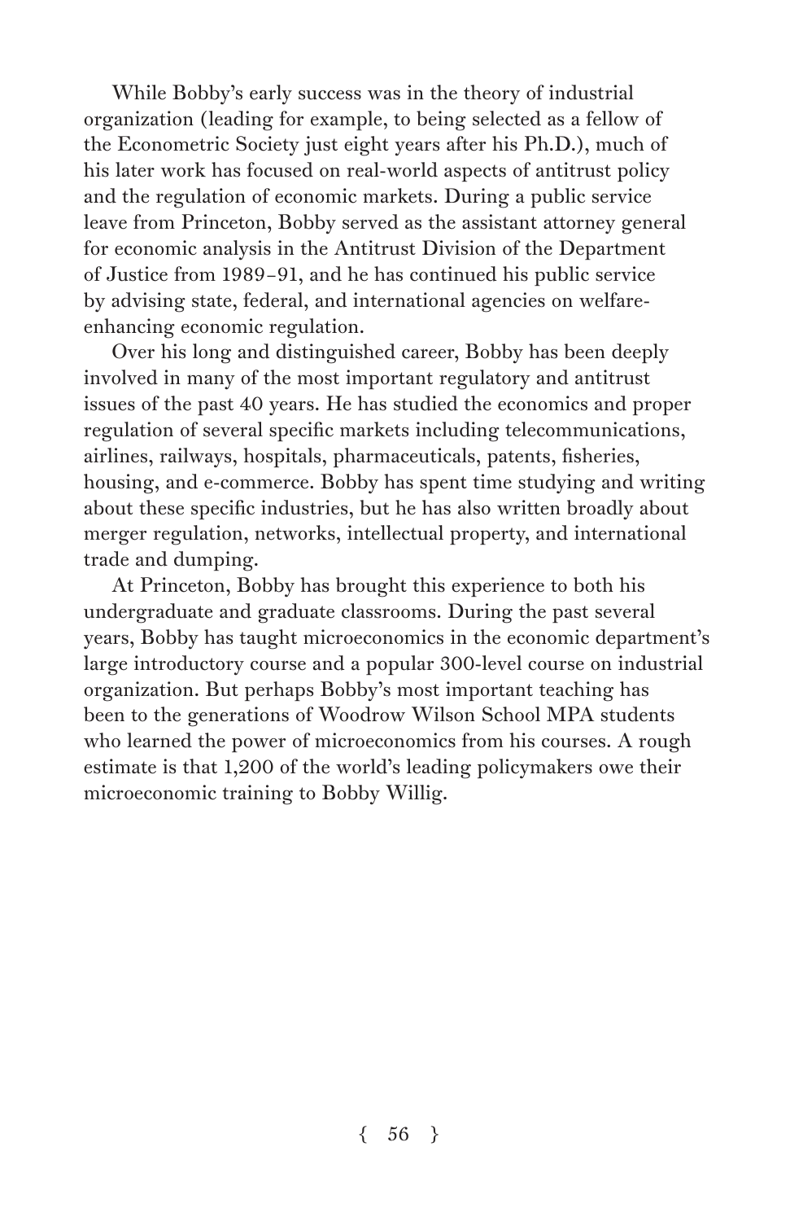While Bobby's early success was in the theory of industrial organization (leading for example, to being selected as a fellow of the Econometric Society just eight years after his Ph.D.), much of his later work has focused on real-world aspects of antitrust policy and the regulation of economic markets. During a public service leave from Princeton, Bobby served as the assistant attorney general for economic analysis in the Antitrust Division of the Department of Justice from 1989–91, and he has continued his public service by advising state, federal, and international agencies on welfare-enhancing economic regulation.

Over his long and distinguished career, Bobby has been deeply involved in many of the most important regulatory and antitrust issues of the past 40 years. He has studied the economics and proper regulation of several specific markets including telecommunications, airlines, railways, hospitals, pharmaceuticals, patents, fisheries, housing, and e-commerce. Bobby has spent time studying and writing about these specific industries, but he has also written broadly about merger regulation, networks, intellectual property, and international trade and dumping.

At Princeton, Bobby has brought this experience to both his undergraduate and graduate classrooms. During the past several years, Bobby has taught microeconomics in the economic department's large introductory course and a popular 300-level course on industrial organization. But perhaps Bobby's most important teaching has been to the generations of Woodrow Wilson School MPA students who learned the power of microeconomics from his courses. A rough estimate is that 1,200 of the world's leading policymakers owe their microeconomic training to Bobby Willig.